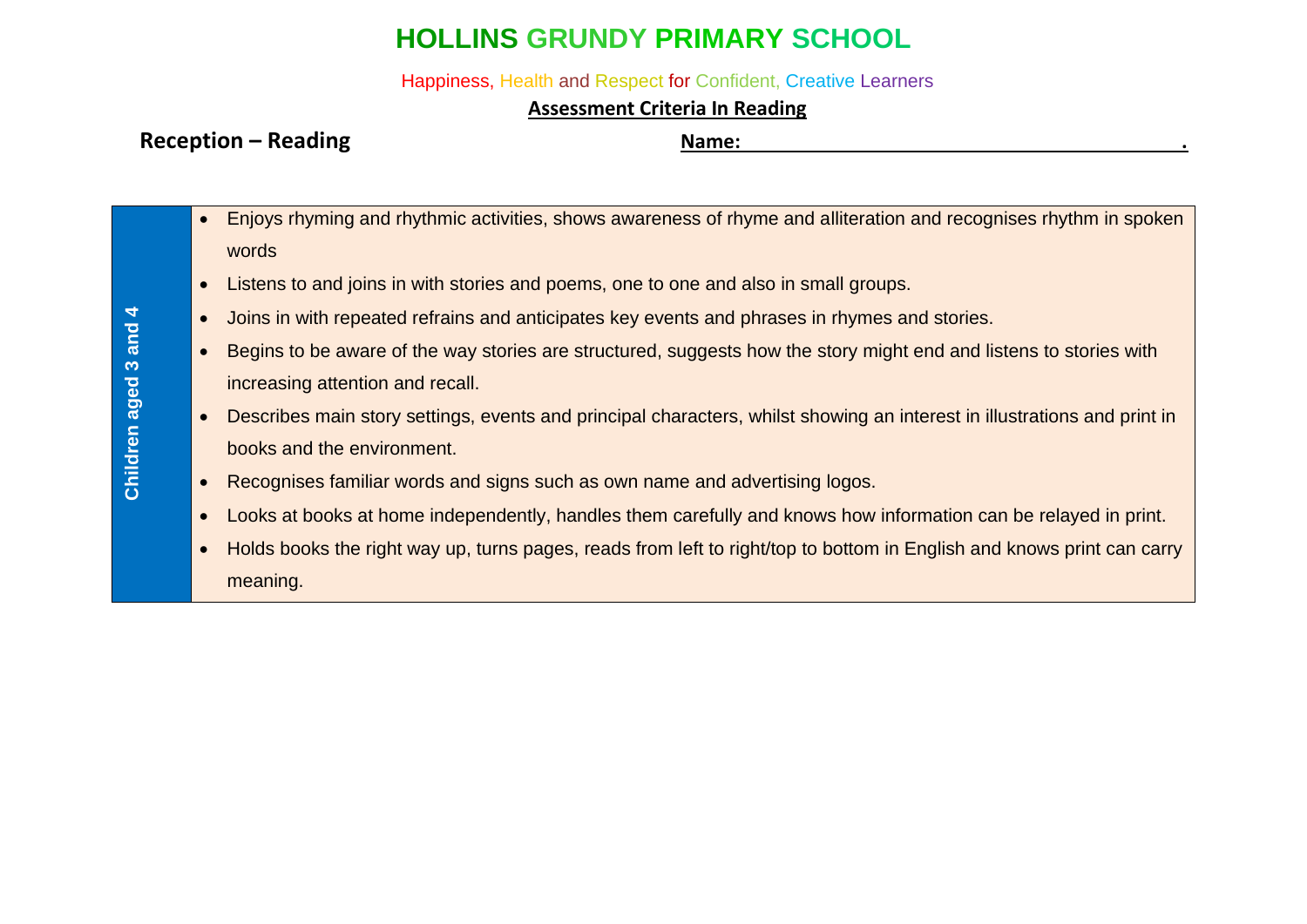# HOLLINS GRUNDY PRIMARY SCHOOL

Happiness, Health and Respect for Confident, Creative Learners

**Assessment Criteria In Reading**

**Reception – Reading** **Name:** ________________________________________.

| Children aged 3 and 4 | |
|---|---|
| **Children aged 3 and 4** | • Enjoys rhyming and rhythmic activities, shows awareness of rhyme and alliteration and recognises rhythm in spoken words<br>• Listens to and joins in with stories and poems, one to one and also in small groups.<br>• Joins in with repeated refrains and anticipates key events and phrases in rhymes and stories.<br>• Begins to be aware of the way stories are structured, suggests how the story might end and listens to stories with increasing attention and recall.<br>• Describes main story settings, events and principal characters, whilst showing an interest in illustrations and print in books and the environment.<br>• Recognises familiar words and signs such as own name and advertising logos.<br>• Looks at books at home independently, handles them carefully and knows how information can be relayed in print.<br>• Holds books the right way up, turns pages, reads from left to right/top to bottom in English and knows print can carry meaning. |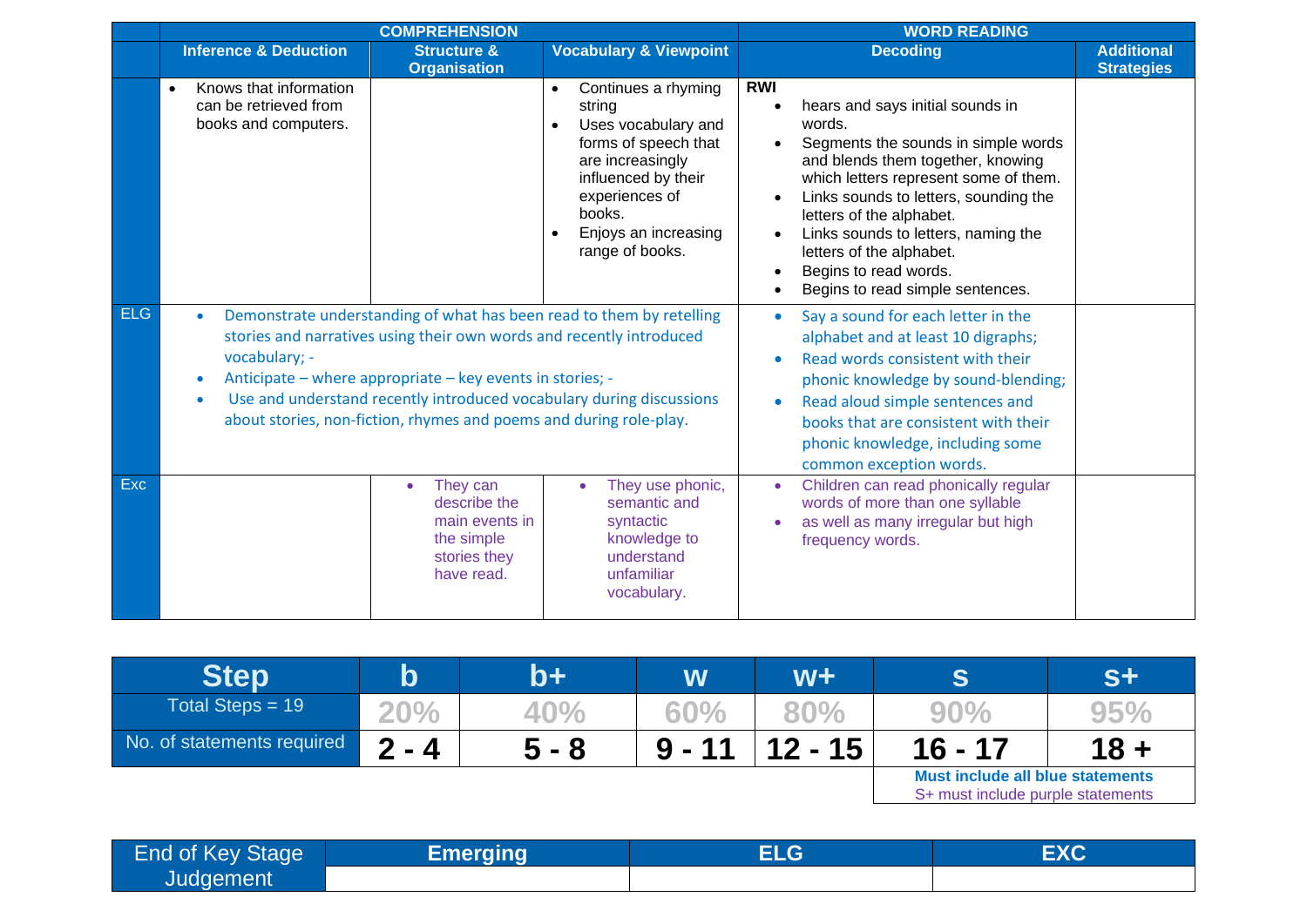| | COMPREHENSION | | | WORD READING | |
|---|---|---|---|---|---|
| | **Inference & Deduction** | **Structure & Organisation** | **Vocabulary & Viewpoint** | **Decoding** | **Additional Strategies** |
| | • Knows that information can be retrieved from books and computers. | | • Continues a rhyming string<br>• Uses vocabulary and forms of speech that are increasingly influenced by their experiences of books.<br>• Enjoys an increasing range of books. | **RWI**<br>• hears and says initial sounds in words.<br>• Segments the sounds in simple words and blends them together, knowing which letters represent some of them.<br>• Links sounds to letters, sounding the letters of the alphabet.<br>• Links sounds to letters, naming the letters of the alphabet.<br>• Begins to read words.<br>• Begins to read simple sentences. | |
| ELG | • Demonstrate understanding of what has been read to them by retelling stories and narratives using their own words and recently introduced vocabulary; -<br>• Anticipate – where appropriate – key events in stories; -<br>• Use and understand recently introduced vocabulary during discussions about stories, non-fiction, rhymes and poems and during role-play. | | | • Say a sound for each letter in the alphabet and at least 10 digraphs;<br>• Read words consistent with their phonic knowledge by sound-blending;<br>• Read aloud simple sentences and books that are consistent with their phonic knowledge, including some common exception words. | |
| Exc | | • They can describe the main events in the simple stories they have read. | • They use phonic, semantic and syntactic knowledge to understand unfamiliar vocabulary. | • Children can read phonically regular words of more than one syllable<br>• as well as many irregular but high frequency words. | |

| Step | b | b+ | w | w+ | s | s+ |
|---|---|---|---|---|---|---|
| Total Steps = 19 | 20% | 40% | 60% | 80% | 90% | 95% |
| No. of statements required | 2 - 4 | 5 - 8 | 9 - 11 | 12 - 15 | 16 - 17 | 18 + |
| | | | | | **Must include all blue statements**<br>S+ must include purple statements | |

| End of Key Stage Judgement | Emerging | ELG | EXC |
|---|---|---|---|
| | | | |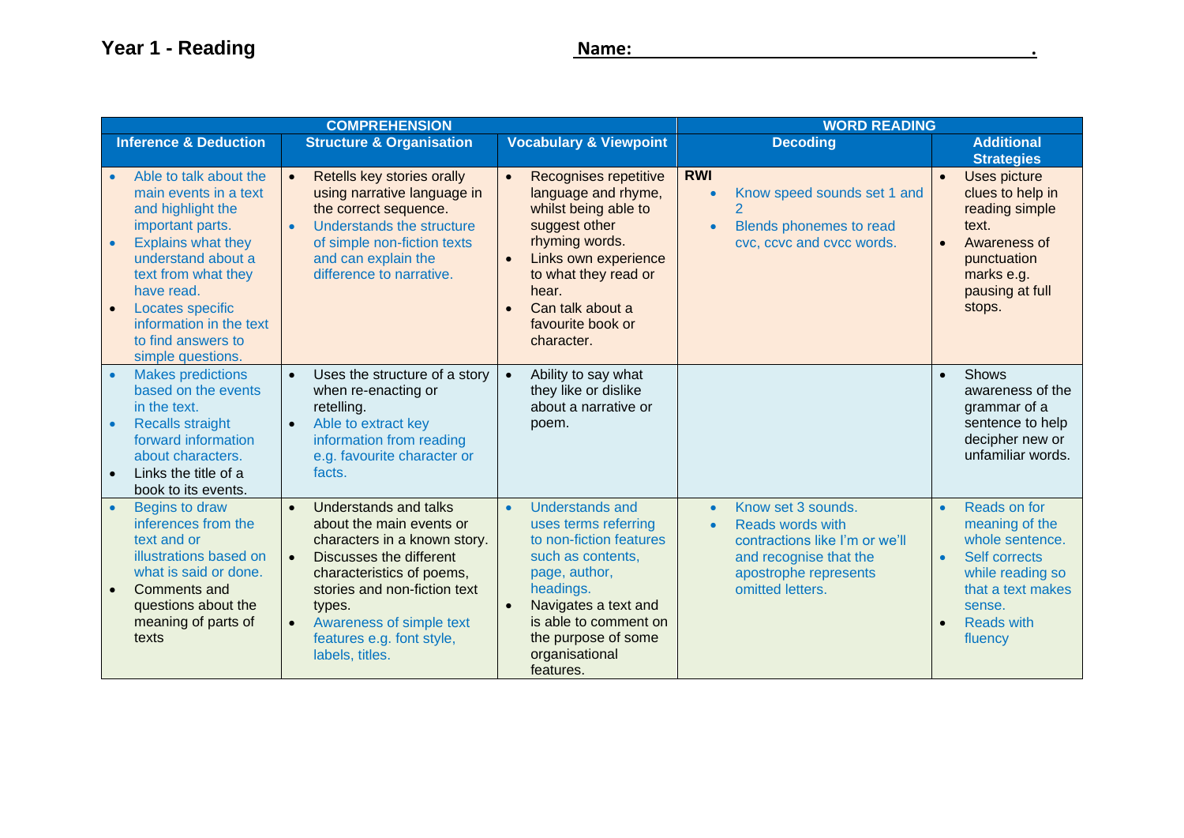# Year 1 - Reading

**Name:** ______________________________.

| COMPREHENSION | | | WORD READING | |
|---|---|---|---|---|
| **Inference & Deduction** | **Structure & Organisation** | **Vocabulary & Viewpoint** | **Decoding** | **Additional Strategies** |
| • Able to talk about the main events in a text and highlight the important parts.<br>• Explains what they understand about a text from what they have read.<br>• Locates specific information in the text to find answers to simple questions. | • Retells key stories orally using narrative language in the correct sequence.<br>• Understands the structure of simple non-fiction texts and can explain the difference to narrative. | • Recognises repetitive language and rhyme, whilst being able to suggest other rhyming words.<br>• Links own experience to what they read or hear.<br>• Can talk about a favourite book or character. | **RWI**<br>• Know speed sounds set 1 and 2<br>• Blends phonemes to read cvc, ccvc and cvcc words. | • Uses picture clues to help in reading simple text.<br>• Awareness of punctuation marks e.g. pausing at full stops. |
| • Makes predictions based on the events in the text.<br>• Recalls straight forward information about characters.<br>• Links the title of a book to its events. | • Uses the structure of a story when re-enacting or retelling.<br>• Able to extract key information from reading e.g. favourite character or facts. | • Ability to say what they like or dislike about a narrative or poem. | | • Shows awareness of the grammar of a sentence to help decipher new or unfamiliar words. |
| • Begins to draw inferences from the text and or illustrations based on what is said or done.<br>• Comments and questions about the meaning of parts of texts | • Understands and talks about the main events or characters in a known story.<br>• Discusses the different characteristics of poems, stories and non-fiction text types.<br>• Awareness of simple text features e.g. font style, labels, titles. | • Understands and uses terms referring to non-fiction features such as contents, page, author, headings.<br>• Navigates a text and is able to comment on the purpose of some organisational features. | • Know set 3 sounds.<br>• Reads words with contractions like I'm or we'll and recognise that the apostrophe represents omitted letters. | • Reads on for meaning of the whole sentence.<br>• Self corrects while reading so that a text makes sense.<br>• Reads with fluency |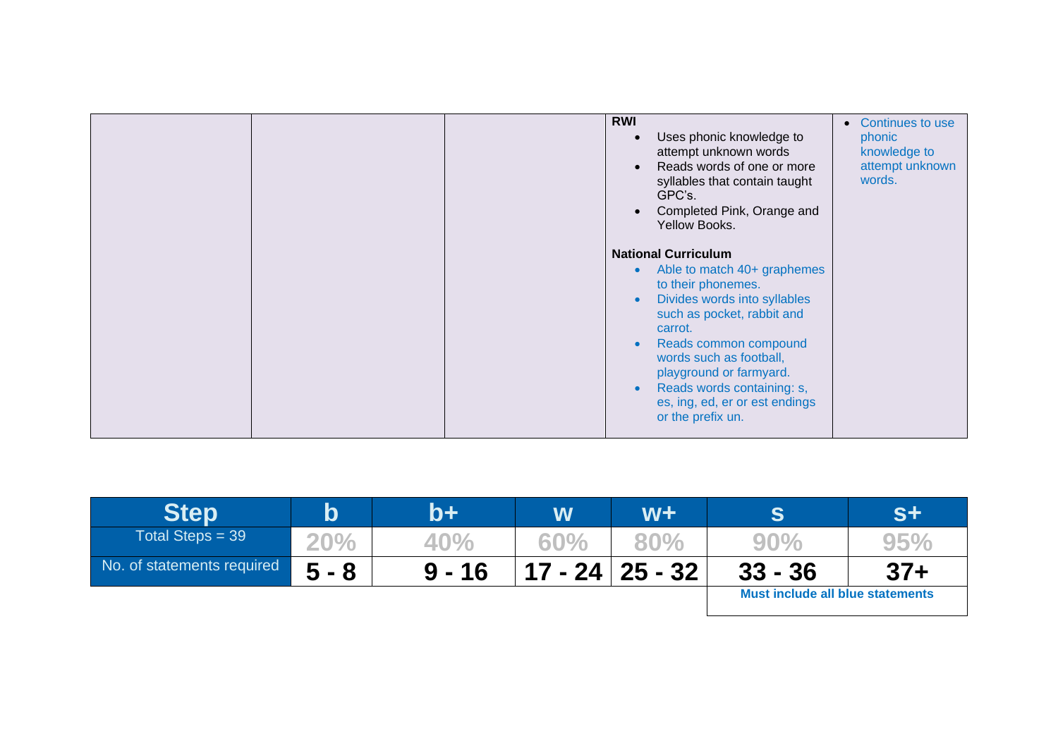| | | | | |
|---|---|---|---|---|
| | | | **RWI**<br>• Uses phonic knowledge to attempt unknown words<br>• Reads words of one or more syllables that contain taught GPC's.<br>• Completed Pink, Orange and Yellow Books.<br><br>**National Curriculum**<br>• Able to match 40+ graphemes to their phonemes.<br>• Divides words into syllables such as pocket, rabbit and carrot.<br>• Reads common compound words such as football, playground or farmyard.<br>• Reads words containing: s, es, ing, ed, er or est endings or the prefix un. | • Continues to use phonic knowledge to attempt unknown words. |

| Step | b | b+ | w | w+ | s | s+ |
|---|---|---|---|---|---|---|
| Total Steps = 39 | 20% | 40% | 60% | 80% | 90% | 95% |
| No. of statements required | 5 - 8 | 9 - 16 | 17 - 24 | 25 - 32 | 33 - 36 | 37+ |
| | | | | | **Must include all blue statements** | |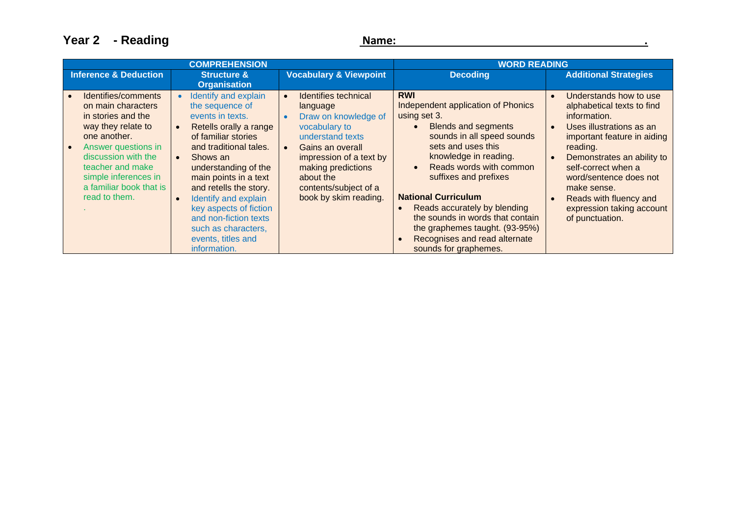# Year 2 - Reading

**Name:** \_\_\_\_\_\_\_\_\_\_\_\_\_\_\_\_\_\_\_\_\_\_\_\_\_\_\_\_\_\_\_\_\_\_\_\_.

| COMPREHENSION | | | WORD READING | |
|---|---|---|---|---|
| **Inference & Deduction** | **Structure & Organisation** | **Vocabulary & Viewpoint** | **Decoding** | **Additional Strategies** |
| • Identifies/comments on main characters in stories and the way they relate to one another.<br>• Answer questions in discussion with the teacher and make simple inferences in a familiar book that is read to them.<br>. | • Identify and explain the sequence of events in texts.<br>• Retells orally a range of familiar stories and traditional tales.<br>• Shows an understanding of the main points in a text and retells the story.<br>• Identify and explain key aspects of fiction and non-fiction texts such as characters, events, titles and information. | • Identifies technical language<br>• Draw on knowledge of vocabulary to understand texts<br>• Gains an overall impression of a text by making predictions about the contents/subject of a book by skim reading. | **RWI**<br>Independent application of Phonics using set 3.<br>• Blends and segments sounds in all speed sounds sets and uses this knowledge in reading.<br>• Reads words with common suffixes and prefixes<br><br>**National Curriculum**<br>• Reads accurately by blending the sounds in words that contain the graphemes taught. (93-95%)<br>• Recognises and read alternate sounds for graphemes. | • Understands how to use alphabetical texts to find information.<br>• Uses illustrations as an important feature in aiding reading.<br>• Demonstrates an ability to self-correct when a word/sentence does not make sense.<br>• Reads with fluency and expression taking account of punctuation. |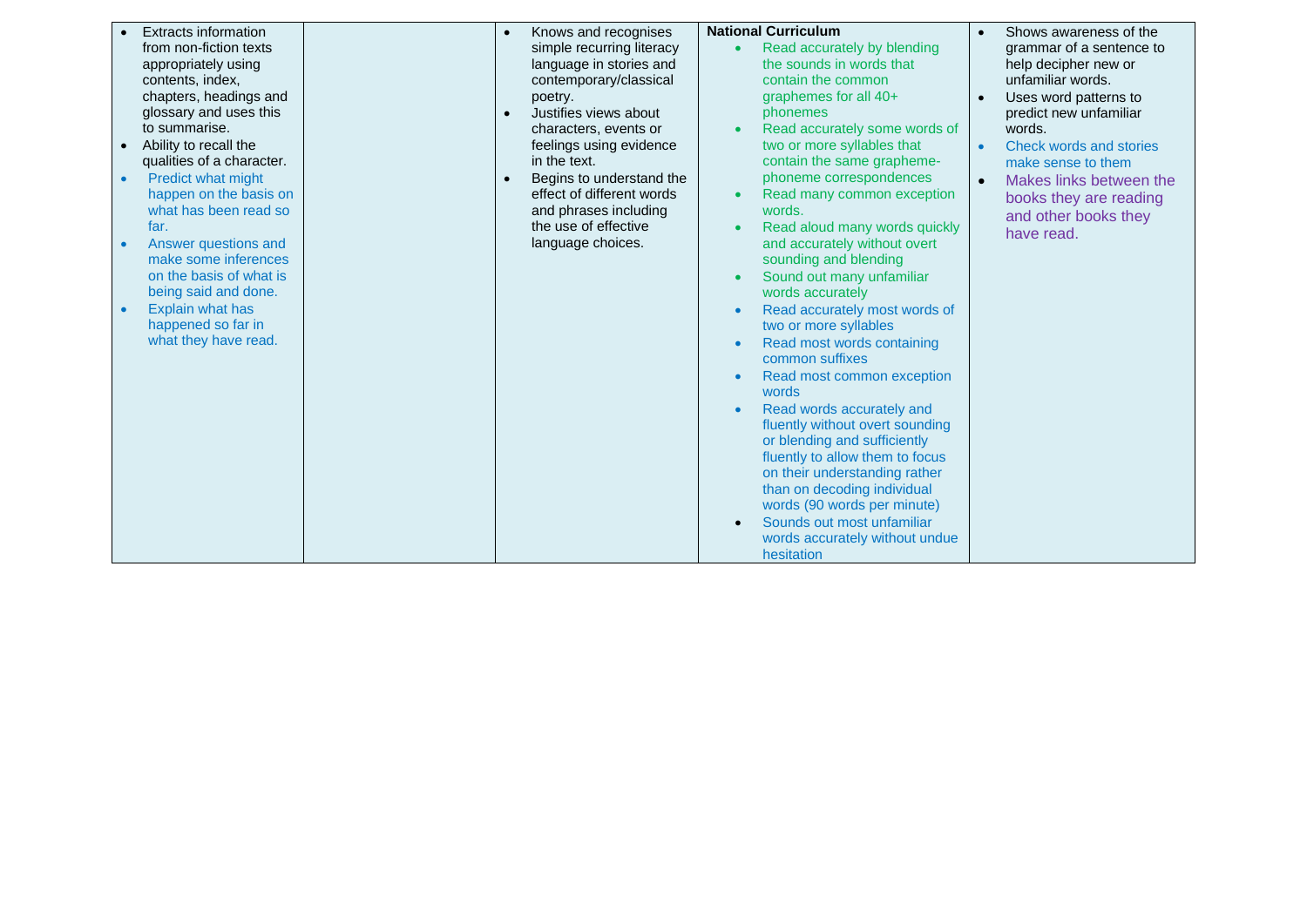| | | | | |
|---|---|---|---|---|
| • Extracts information from non-fiction texts appropriately using contents, index, chapters, headings and glossary and uses this to summarise.<br>• Ability to recall the qualities of a character.<br>• Predict what might happen on the basis on what has been read so far.<br>• Answer questions and make some inferences on the basis of what is being said and done.<br>• Explain what has happened so far in what they have read. | | • Knows and recognises simple recurring literacy language in stories and contemporary/classical poetry.<br>• Justifies views about characters, events or feelings using evidence in the text.<br>• Begins to understand the effect of different words and phrases including the use of effective language choices. | **National Curriculum**<br>• Read accurately by blending the sounds in words that contain the common graphemes for all 40+ phonemes<br>• Read accurately some words of two or more syllables that contain the same grapheme-phoneme correspondences<br>• Read many common exception words.<br>• Read aloud many words quickly and accurately without overt sounding and blending<br>• Sound out many unfamiliar words accurately<br>• Read accurately most words of two or more syllables<br>• Read most words containing common suffixes<br>• Read most common exception words<br>• Read words accurately and fluently without overt sounding or blending and sufficiently fluently to allow them to focus on their understanding rather than on decoding individual words (90 words per minute)<br>• Sounds out most unfamiliar words accurately without undue hesitation | • Shows awareness of the grammar of a sentence to help decipher new or unfamiliar words.<br>• Uses word patterns to predict new unfamiliar words.<br>• Check words and stories make sense to them<br>• Makes links between the books they are reading and other books they have read. |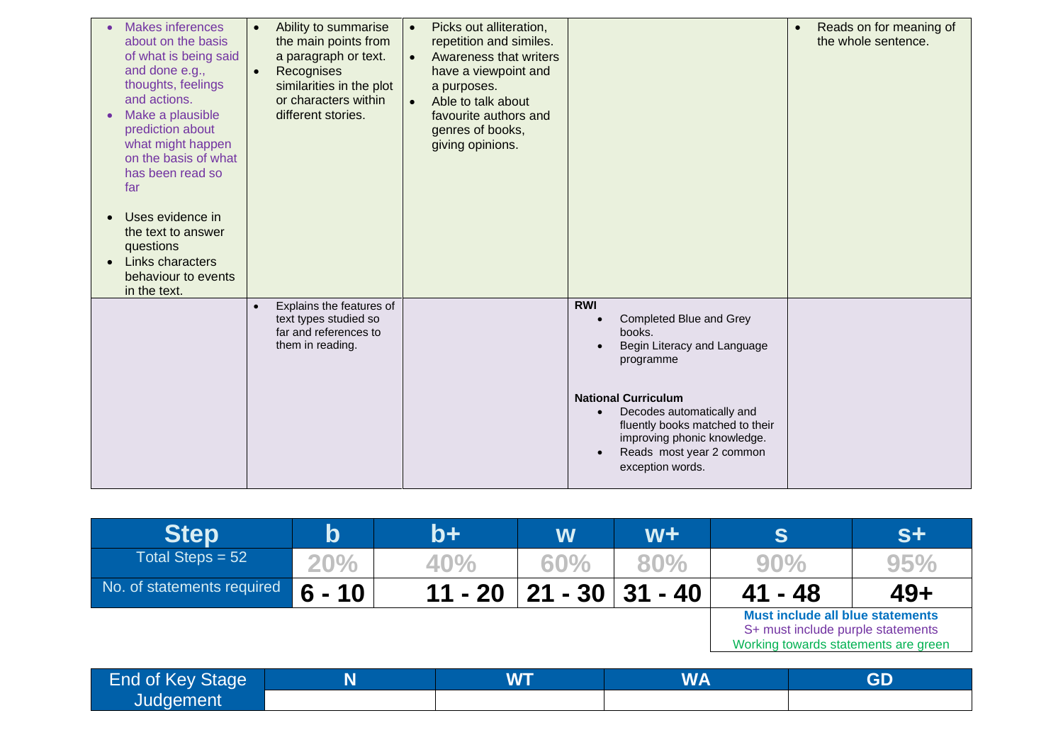| | | | | |
|---|---|---|---|---|
| • Makes inferences about on the basis of what is being said and done e.g., thoughts, feelings and actions.<br>• Make a plausible prediction about what might happen on the basis of what has been read so far<br><br>• Uses evidence in the text to answer questions<br>• Links characters behaviour to events in the text. | • Ability to summarise the main points from a paragraph or text.<br>• Recognises similarities in the plot or characters within different stories. | • Picks out alliteration, repetition and similes.<br>• Awareness that writers have a viewpoint and a purposes.<br>• Able to talk about favourite authors and genres of books, giving opinions. | | • Reads on for meaning of the whole sentence. |
| | • Explains the features of text types studied so far and references to them in reading. | | **RWI**<br>• Completed Blue and Grey books.<br>• Begin Literacy and Language programme<br><br>**National Curriculum**<br>• Decodes automatically and fluently books matched to their improving phonic knowledge.<br>• Reads most year 2 common exception words. | |

| Step | b | b+ | w | w+ | s | s+ |
|---|---|---|---|---|---|---|
| Total Steps = 52 | 20% | 40% | 60% | 80% | 90% | 95% |
| No. of statements required | 6 - 10 | 11 - 20 | 21 - 30 | 31 - 40 | 41 - 48 | 49+ |

**Must include all blue statements**
S+ must include purple statements
Working towards statements are green

| End of Key Stage Judgement | N | WT | WA | GD |
|---|---|---|---|---|
| | | | | |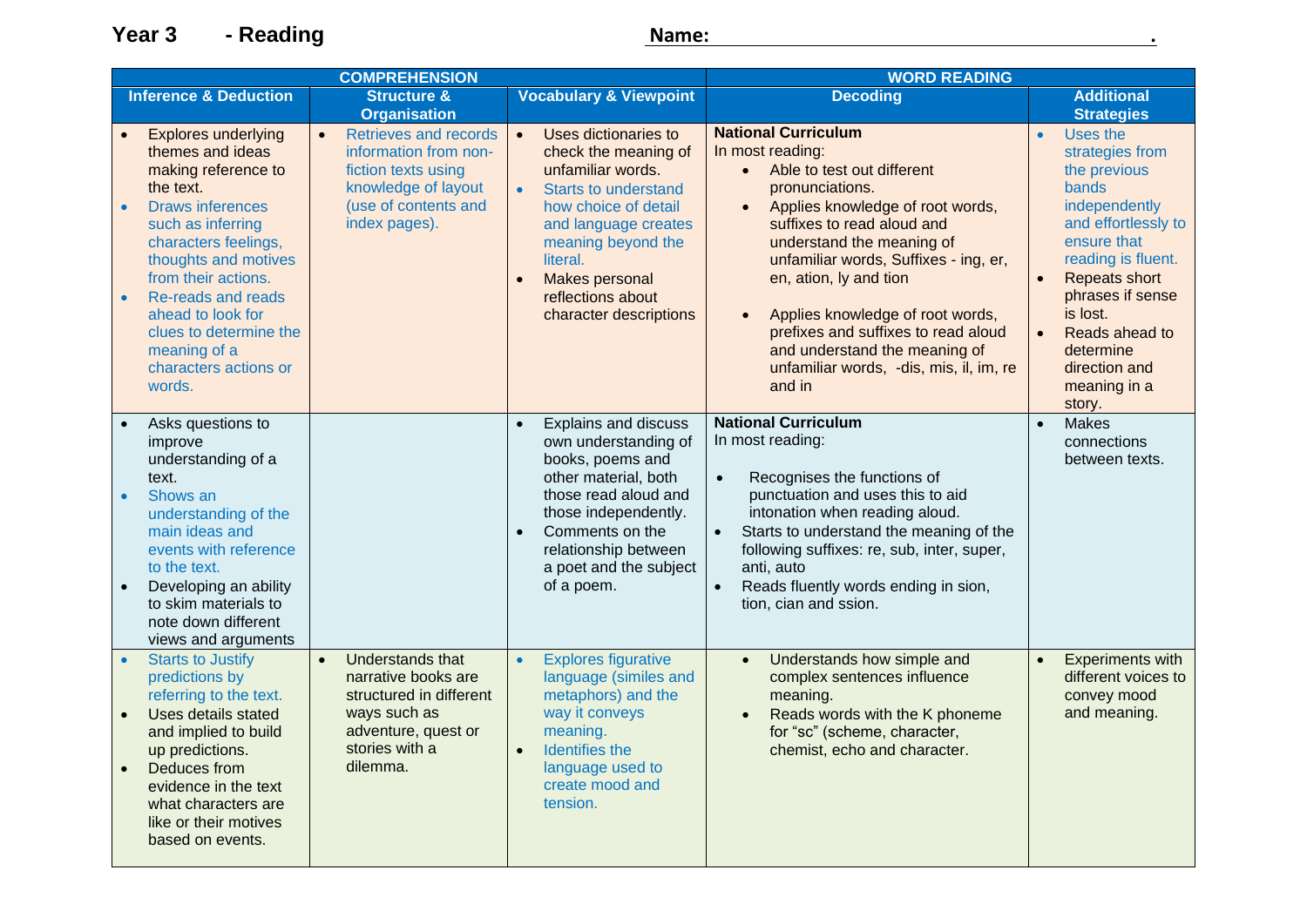# Year 3 - Reading

**Name:** ______________________________________ .

| COMPREHENSION | | | WORD READING | |
|---|---|---|---|---|
| **Inference & Deduction** | **Structure & Organisation** | **Vocabulary & Viewpoint** | **Decoding** | **Additional Strategies** |
| • Explores underlying themes and ideas making reference to the text.<br>• Draws inferences such as inferring characters feelings, thoughts and motives from their actions.<br>• Re-reads and reads ahead to look for clues to determine the meaning of a characters actions or words. | • Retrieves and records information from non-fiction texts using knowledge of layout (use of contents and index pages). | • Uses dictionaries to check the meaning of unfamiliar words.<br>• Starts to understand how choice of detail and language creates meaning beyond the literal.<br>• Makes personal reflections about character descriptions | **National Curriculum**<br>In most reading:<br>• Able to test out different pronunciations.<br>• Applies knowledge of root words, suffixes to read aloud and understand the meaning of unfamiliar words, Suffixes - ing, er, en, ation, ly and tion<br>• Applies knowledge of root words, prefixes and suffixes to read aloud and understand the meaning of unfamiliar words, -dis, mis, il, im, re and in | • Uses the strategies from the previous bands independently and effortlessly to ensure that reading is fluent.<br>• Repeats short phrases if sense is lost.<br>• Reads ahead to determine direction and meaning in a story. |
| • Asks questions to improve understanding of a text.<br>• Shows an understanding of the main ideas and events with reference to the text.<br>• Developing an ability to skim materials to note down different views and arguments | | • Explains and discuss own understanding of books, poems and other material, both those read aloud and those independently.<br>• Comments on the relationship between a poet and the subject of a poem. | **National Curriculum**<br>In most reading:<br>• Recognises the functions of punctuation and uses this to aid intonation when reading aloud.<br>• Starts to understand the meaning of the following suffixes: re, sub, inter, super, anti, auto<br>• Reads fluently words ending in sion, tion, cian and ssion. | • Makes connections between texts. |
| • Starts to Justify predictions by referring to the text.<br>• Uses details stated and implied to build up predictions.<br>• Deduces from evidence in the text what characters are like or their motives based on events. | • Understands that narrative books are structured in different ways such as adventure, quest or stories with a dilemma. | • Explores figurative language (similes and metaphors) and the way it conveys meaning.<br>• Identifies the language used to create mood and tension. | • Understands how simple and complex sentences influence meaning.<br>• Reads words with the K phoneme for “sc” (scheme, character, chemist, echo and character. | • Experiments with different voices to convey mood and meaning. |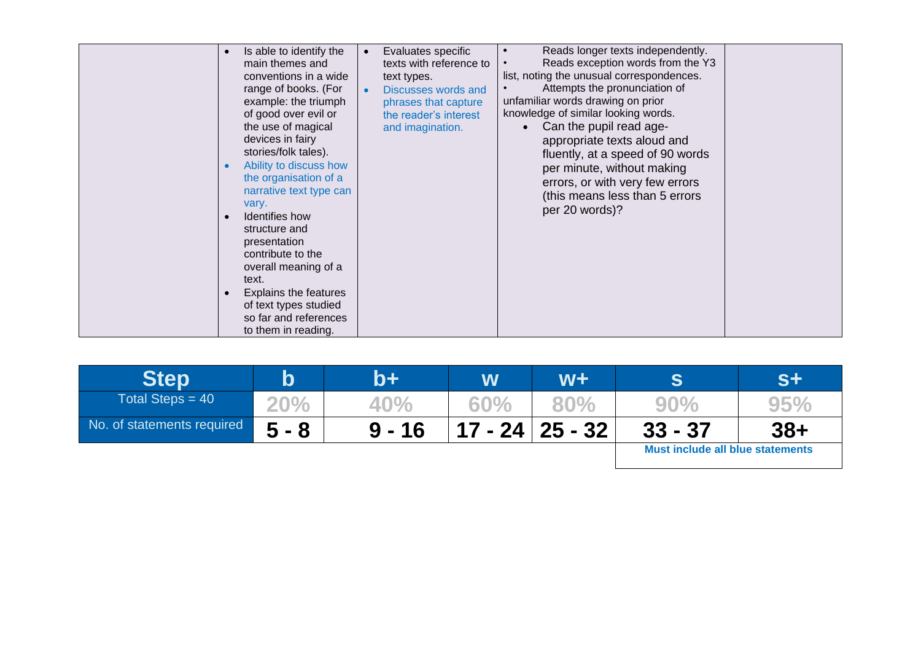|  |  |  |  |  |
|---|---|---|---|---|
|  | • Is able to identify the main themes and conventions in a wide range of books. (For example: the triumph of good over evil or the use of magical devices in fairy stories/folk tales).<br>• Ability to discuss how the organisation of a narrative text type can vary.<br>• Identifies how structure and presentation contribute to the overall meaning of a text.<br>• Explains the features of text types studied so far and references to them in reading. | • Evaluates specific texts with reference to text types.<br>• Discusses words and phrases that capture the reader's interest and imagination. | • Reads longer texts independently.<br>• Reads exception words from the Y3 list, noting the unusual correspondences.<br>• Attempts the pronunciation of unfamiliar words drawing on prior knowledge of similar looking words.<br>• Can the pupil read age-appropriate texts aloud and fluently, at a speed of 90 words per minute, without making errors, or with very few errors (this means less than 5 errors per 20 words)? |  |

| Step | b | b+ | w | w+ | s | s+ |
|---|---|---|---|---|---|---|
| Total Steps = 40 | 20% | 40% | 60% | 80% | 90% | 95% |
| No. of statements required | 5 - 8 | 9 - 16 | 17 - 24 | 25 - 32 | 33 - 37 | 38+ |
|  |  |  |  |  | Must include all blue statements |  |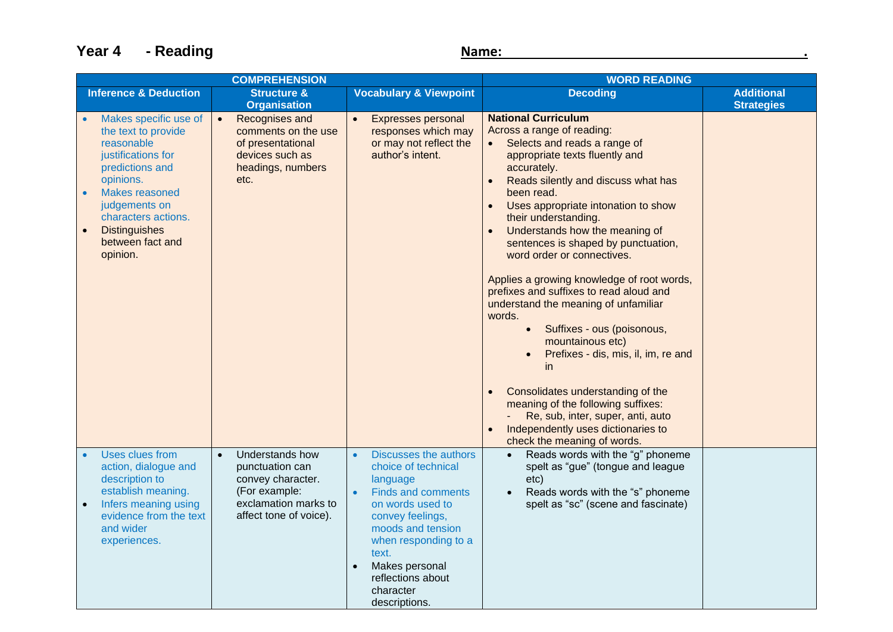## Year 4 - Reading

**Name:** ______________________________.

| COMPREHENSION | | | WORD READING | |
|---|---|---|---|---|
| **Inference & Deduction** | **Structure & Organisation** | **Vocabulary & Viewpoint** | **Decoding** | **Additional Strategies** |
| • Makes specific use of the text to provide reasonable justifications for predictions and opinions.<br>• Makes reasoned judgements on characters actions.<br>• Distinguishes between fact and opinion. | • Recognises and comments on the use of presentational devices such as headings, numbers etc. | • Expresses personal responses which may or may not reflect the author's intent. | **National Curriculum**<br>Across a range of reading:<br>• Selects and reads a range of appropriate texts fluently and accurately.<br>• Reads silently and discuss what has been read.<br>• Uses appropriate intonation to show their understanding.<br>• Understands how the meaning of sentences is shaped by punctuation, word order or connectives.<br><br>Applies a growing knowledge of root words, prefixes and suffixes to read aloud and understand the meaning of unfamiliar words.<br>• Suffixes - ous (poisonous, mountainous etc)<br>• Prefixes - dis, mis, il, im, re and in<br><br>• Consolidates understanding of the meaning of the following suffixes:<br>- Re, sub, inter, super, anti, auto<br>• Independently uses dictionaries to check the meaning of words. | |
| • Uses clues from action, dialogue and description to establish meaning.<br>• Infers meaning using evidence from the text and wider experiences. | • Understands how punctuation can convey character. (For example: exclamation marks to affect tone of voice). | • Discusses the authors choice of technical language<br>• Finds and comments on words used to convey feelings, moods and tension when responding to a text.<br>• Makes personal reflections about character descriptions. | • Reads words with the "g" phoneme spelt as "gue" (tongue and league etc)<br>• Reads words with the "s" phoneme spelt as "sc" (scene and fascinate) | |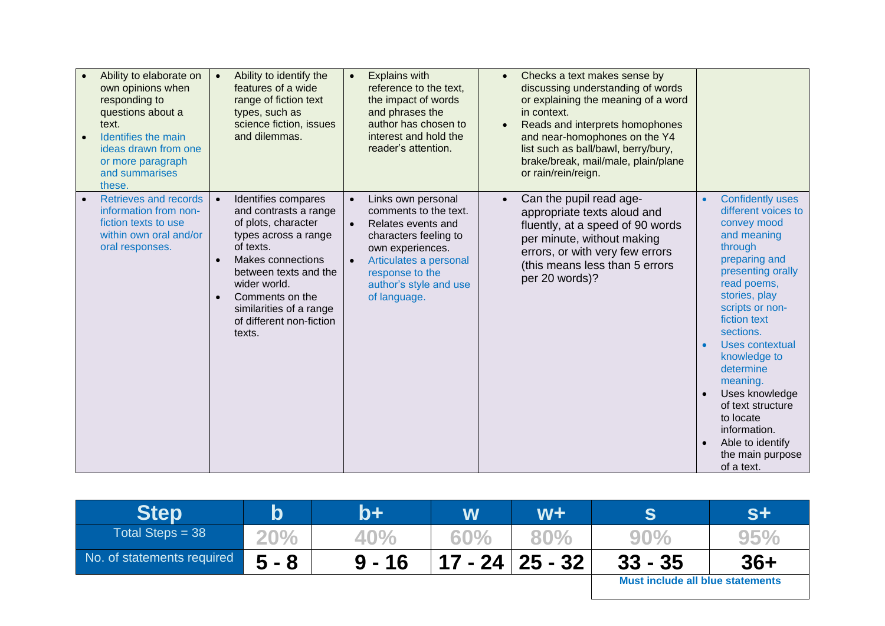| | | | | |
|---|---|---|---|---|
| • Ability to elaborate on own opinions when responding to questions about a text.<br>• Identifies the main ideas drawn from one or more paragraph and summarises these. | • Ability to identify the features of a wide range of fiction text types, such as science fiction, issues and dilemmas. | • Explains with reference to the text, the impact of words and phrases the author has chosen to interest and hold the reader's attention. | • Checks a text makes sense by discussing understanding of words or explaining the meaning of a word in context.<br>• Reads and interprets homophones and near-homophones on the Y4 list such as ball/bawl, berry/bury, brake/break, mail/male, plain/plane or rain/rein/reign. | |
| • Retrieves and records information from non-fiction texts to use within own oral and/or oral responses. | • Identifies compares and contrasts a range of plots, character types across a range of texts.<br>• Makes connections between texts and the wider world.<br>• Comments on the similarities of a range of different non-fiction texts. | • Links own personal comments to the text.<br>• Relates events and characters feeling to own experiences.<br>• Articulates a personal response to the author's style and use of language. | • Can the pupil read age-appropriate texts aloud and fluently, at a speed of 90 words per minute, without making errors, or with very few errors (this means less than 5 errors per 20 words)? | • Confidently uses different voices to convey mood and meaning through preparing and presenting orally read poems, stories, play scripts or non-fiction text sections.<br>• Uses contextual knowledge to determine meaning.<br>• Uses knowledge of text structure to locate information.<br>• Able to identify the main purpose of a text. |

| Step | b | b+ | w | w+ | s | s+ |
|---|---|---|---|---|---|---|
| Total Steps = 38 | 20% | 40% | 60% | 80% | 90% | 95% |
| No. of statements required | 5 - 8 | 9 - 16 | 17 - 24 | 25 - 32 | 33 - 35 | 36+ |
| | | | | | **Must include all blue statements** | |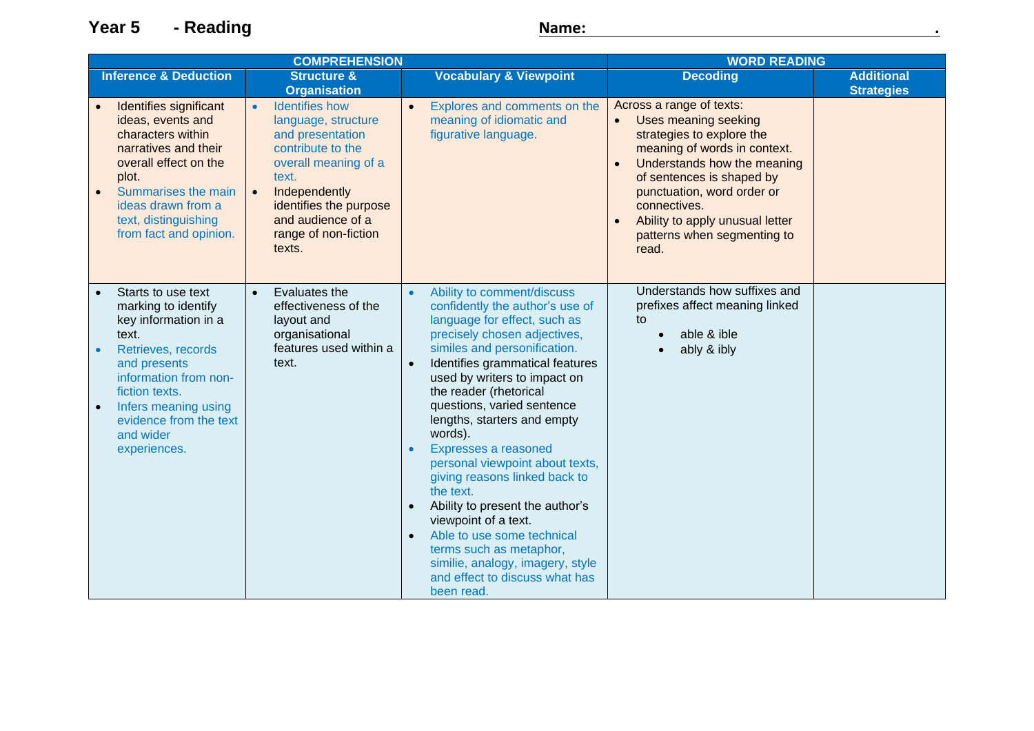# Year 5 - Reading

**Name:** _______________________________________.

| COMPREHENSION | | | WORD READING | |
|---|---|---|---|---|
| **Inference & Deduction** | **Structure & Organisation** | **Vocabulary & Viewpoint** | **Decoding** | **Additional Strategies** |
| • Identifies significant ideas, events and characters within narratives and their overall effect on the plot.<br>• Summarises the main ideas drawn from a text, distinguishing from fact and opinion. | • Identifies how language, structure and presentation contribute to the overall meaning of a text.<br>• Independently identifies the purpose and audience of a range of non-fiction texts. | • Explores and comments on the meaning of idiomatic and figurative language. | Across a range of texts:<br>• Uses meaning seeking strategies to explore the meaning of words in context.<br>• Understands how the meaning of sentences is shaped by punctuation, word order or connectives.<br>• Ability to apply unusual letter patterns when segmenting to read. | |
| • Starts to use text marking to identify key information in a text.<br>• Retrieves, records and presents information from non-fiction texts.<br>• Infers meaning using evidence from the text and wider experiences. | • Evaluates the effectiveness of the layout and organisational features used within a text. | • Ability to comment/discuss confidently the author's use of language for effect, such as precisely chosen adjectives, similes and personification.<br>• Identifies grammatical features used by writers to impact on the reader (rhetorical questions, varied sentence lengths, starters and empty words).<br>• Expresses a reasoned personal viewpoint about texts, giving reasons linked back to the text.<br>• Ability to present the author's viewpoint of a text.<br>• Able to use some technical terms such as metaphor, similie, analogy, imagery, style and effect to discuss what has been read. | Understands how suffixes and prefixes affect meaning linked to<br>• able & ible<br>• ably & ibly | |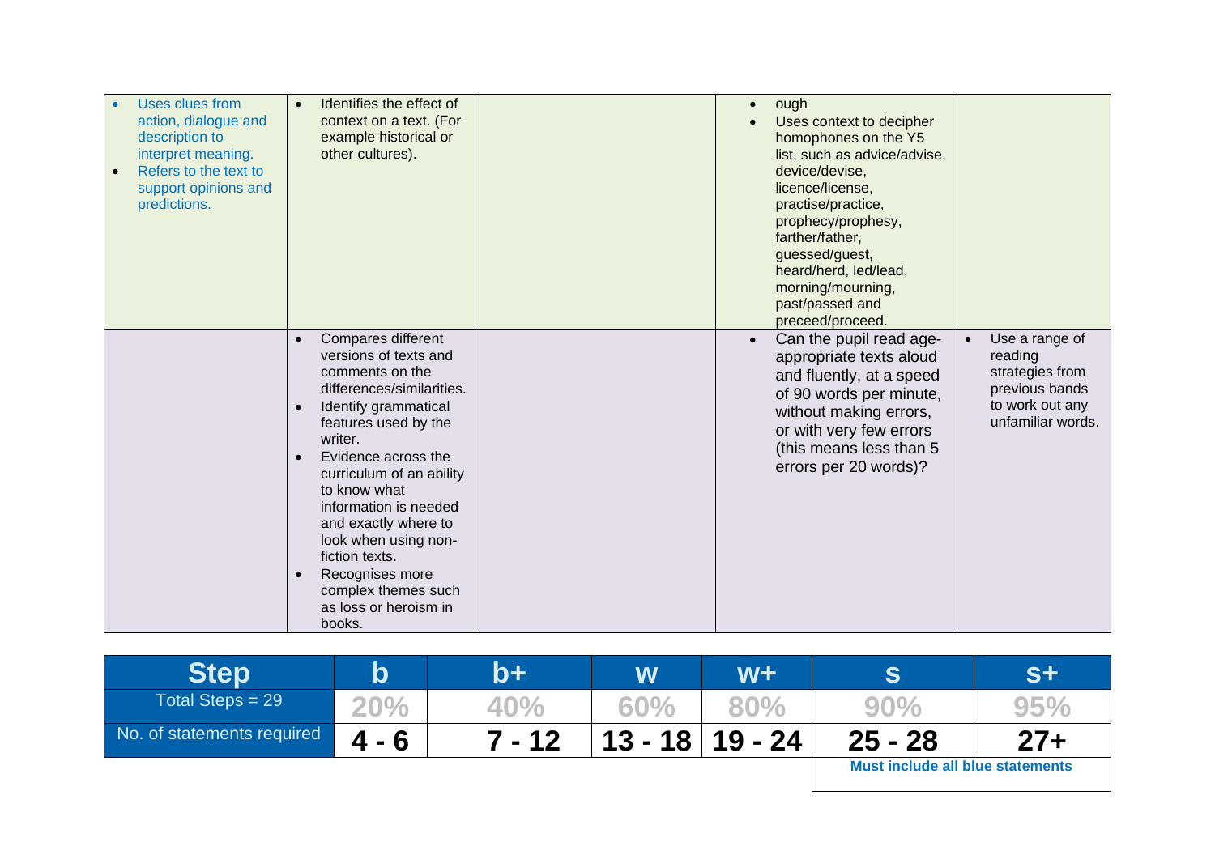| | | | | |
|---|---|---|---|---|
| • Uses clues from action, dialogue and description to interpret meaning.<br>• Refers to the text to support opinions and predictions. | • Identifies the effect of context on a text. (For example historical or other cultures). | | • ough<br>• Uses context to decipher homophones on the Y5 list, such as advice/advise, device/devise, licence/license, practise/practice, prophecy/prophesy, farther/father, guessed/guest, heard/herd, led/lead, morning/mourning, past/passed and preceed/proceed. | |
| | • Compares different versions of texts and comments on the differences/similarities.<br>• Identify grammatical features used by the writer.<br>• Evidence across the curriculum of an ability to know what information is needed and exactly where to look when using non-fiction texts.<br>• Recognises more complex themes such as loss or heroism in books. | | • Can the pupil read age-appropriate texts aloud and fluently, at a speed of 90 words per minute, without making errors, or with very few errors (this means less than 5 errors per 20 words)? | • Use a range of reading strategies from previous bands to work out any unfamiliar words. |

| Step | b | b+ | w | w+ | s | s+ |
|---|---|---|---|---|---|---|
| Total Steps = 29 | 20% | 40% | 60% | 80% | 90% | 95% |
| No. of statements required | 4 - 6 | 7 - 12 | 13 - 18 | 19 - 24 | 25 - 28 | 27+ |
| | | | | | **Must include all blue statements** | |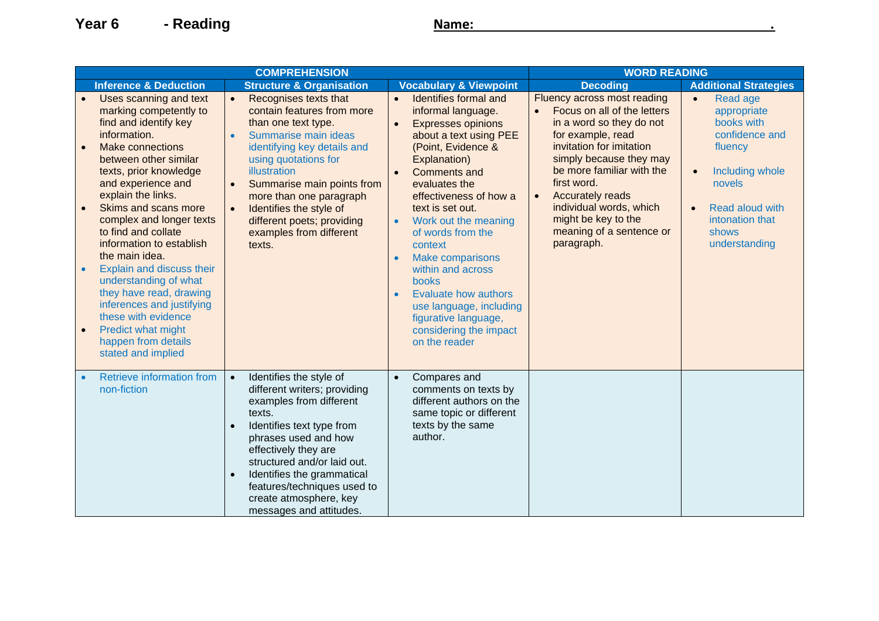**Year 6 - Reading** **Name: .**

| COMPREHENSION | | | WORD READING | |
|---|---|---|---|---|
| **Inference & Deduction** | **Structure & Organisation** | **Vocabulary & Viewpoint** | **Decoding** | **Additional Strategies** |
| • Uses scanning and text marking competently to find and identify key information.<br>• Make connections between other similar texts, prior knowledge and experience and explain the links.<br>• Skims and scans more complex and longer texts to find and collate information to establish the main idea.<br>• Explain and discuss their understanding of what they have read, drawing inferences and justifying these with evidence<br>• Predict what might happen from details stated and implied | • Recognises texts that contain features from more than one text type.<br>• Summarise main ideas identifying key details and using quotations for illustration<br>• Summarise main points from more than one paragraph<br>• Identifies the style of different poets; providing examples from different texts. | • Identifies formal and informal language.<br>• Expresses opinions about a text using PEE (Point, Evidence & Explanation)<br>• Comments and evaluates the effectiveness of how a text is set out.<br>• Work out the meaning of words from the context<br>• Make comparisons within and across books<br>• Evaluate how authors use language, including figurative language, considering the impact on the reader | Fluency across most reading<br>• Focus on all of the letters in a word so they do not for example, read invitation for imitation simply because they may be more familiar with the first word.<br>• Accurately reads individual words, which might be key to the meaning of a sentence or paragraph. | • Read age appropriate books with confidence and fluency<br>• Including whole novels<br>• Read aloud with intonation that shows understanding |
| • Retrieve information from non-fiction | • Identifies the style of different writers; providing examples from different texts.<br>• Identifies text type from phrases used and how effectively they are structured and/or laid out.<br>• Identifies the grammatical features/techniques used to create atmosphere, key messages and attitudes. | • Compares and comments on texts by different authors on the same topic or different texts by the same author. | | |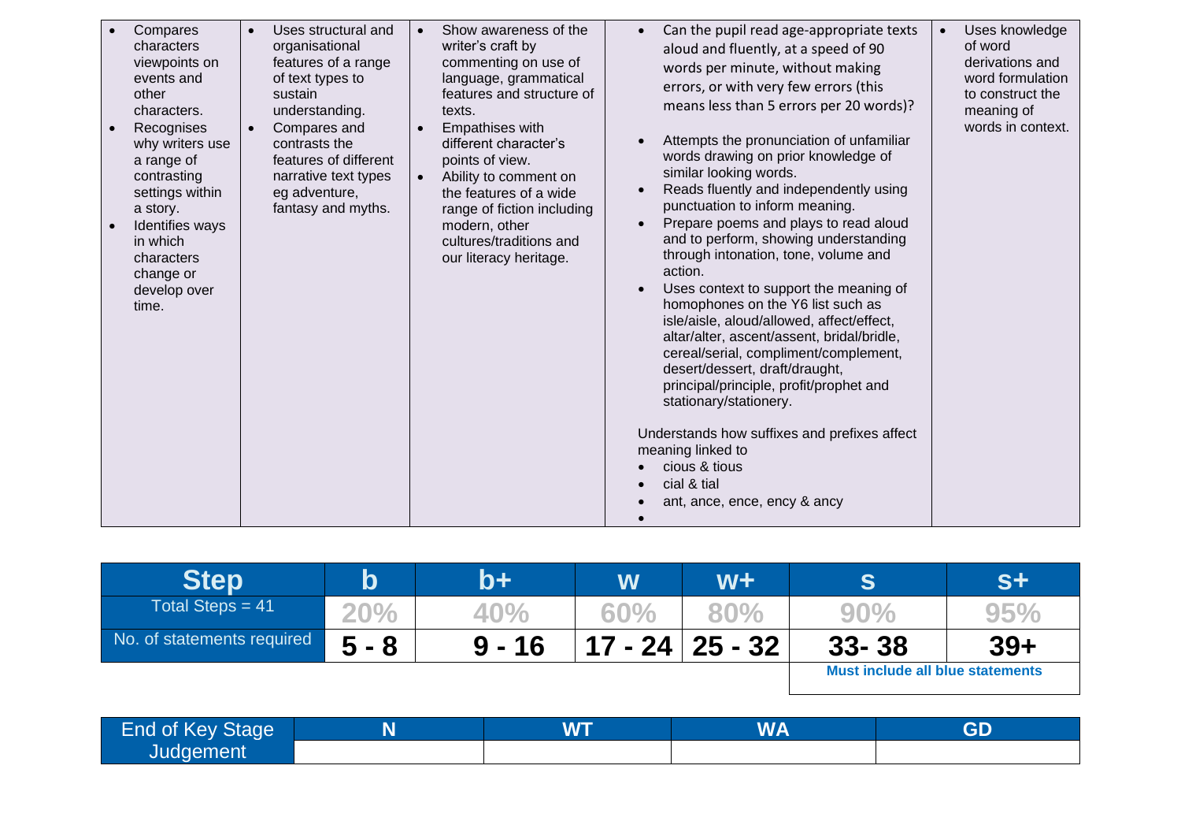| | | | | |
|---|---|---|---|---|
| • Compares characters viewpoints on events and other characters.<br>• Recognises why writers use a range of contrasting settings within a story.<br>• Identifies ways in which characters change or develop over time. | • Uses structural and organisational features of a range of text types to sustain understanding.<br>• Compares and contrasts the features of different narrative text types eg adventure, fantasy and myths. | • Show awareness of the writer's craft by commenting on use of language, grammatical features and structure of texts.<br>• Empathises with different character's points of view.<br>• Ability to comment on the features of a wide range of fiction including modern, other cultures/traditions and our literacy heritage. | • Can the pupil read age-appropriate texts aloud and fluently, at a speed of 90 words per minute, without making errors, or with very few errors (this means less than 5 errors per 20 words)?<br>• Attempts the pronunciation of unfamiliar words drawing on prior knowledge of similar looking words.<br>• Reads fluently and independently using punctuation to inform meaning.<br>• Prepare poems and plays to read aloud and to perform, showing understanding through intonation, tone, volume and action.<br>• Uses context to support the meaning of homophones on the Y6 list such as isle/aisle, aloud/allowed, affect/effect, altar/alter, ascent/assent, bridal/bridle, cereal/serial, compliment/complement, desert/dessert, draft/draught, principal/principle, profit/prophet and stationary/stationery.<br><br>Understands how suffixes and prefixes affect meaning linked to<br>• cious & tious<br>• cial & tial<br>• ant, ance, ence, ency & ancy<br>• | • Uses knowledge of word derivations and word formulation to construct the meaning of words in context. |

| Step | b | b+ | w | w+ | s | s+ |
|---|---|---|---|---|---|---|
| Total Steps = 41 | 20% | 40% | 60% | 80% | 90% | 95% |
| No. of statements required | 5 - 8 | 9 - 16 | 17 - 24 | 25 - 32 | 33- 38 | 39+ |
| | | | | | Must include all blue statements | |

| End of Key Stage Judgement | N | WT | WA | GD |
|---|---|---|---|---|
| | | | | |